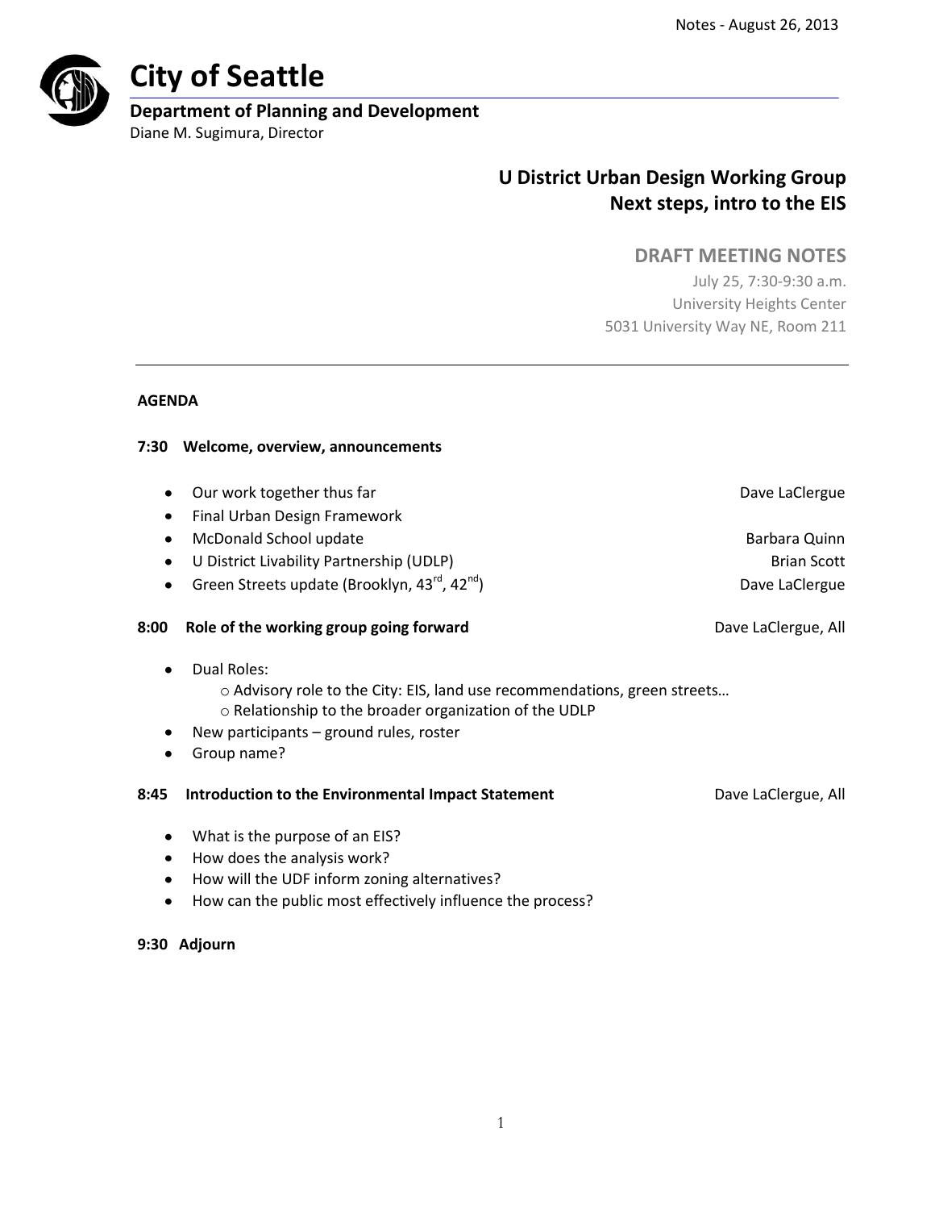Notes - August 26, 2013

# City of Seattle

**Department of Planning and Development**
Diane M. Sugimura, Director

## U District Urban Design Working Group
## Next steps, intro to the EIS

### DRAFT MEETING NOTES

July 25, 7:30-9:30 a.m.
University Heights Center
5031 University Way NE, Room 211

---

**AGENDA**

**7:30 Welcome, overview, announcements**

- Our work together thus far — Dave LaClergue
- Final Urban Design Framework
- McDonald School update — Barbara Quinn
- U District Livability Partnership (UDLP) — Brian Scott
- Green Streets update (Brooklyn, 43rd, 42nd) — Dave LaClergue

**8:00 Role of the working group going forward** — Dave LaClergue, All

- Dual Roles:
  - Advisory role to the City: EIS, land use recommendations, green streets…
  - Relationship to the broader organization of the UDLP
- New participants – ground rules, roster
- Group name?

**8:45 Introduction to the Environmental Impact Statement** — Dave LaClergue, All

- What is the purpose of an EIS?
- How does the analysis work?
- How will the UDF inform zoning alternatives?
- How can the public most effectively influence the process?

**9:30 Adjourn**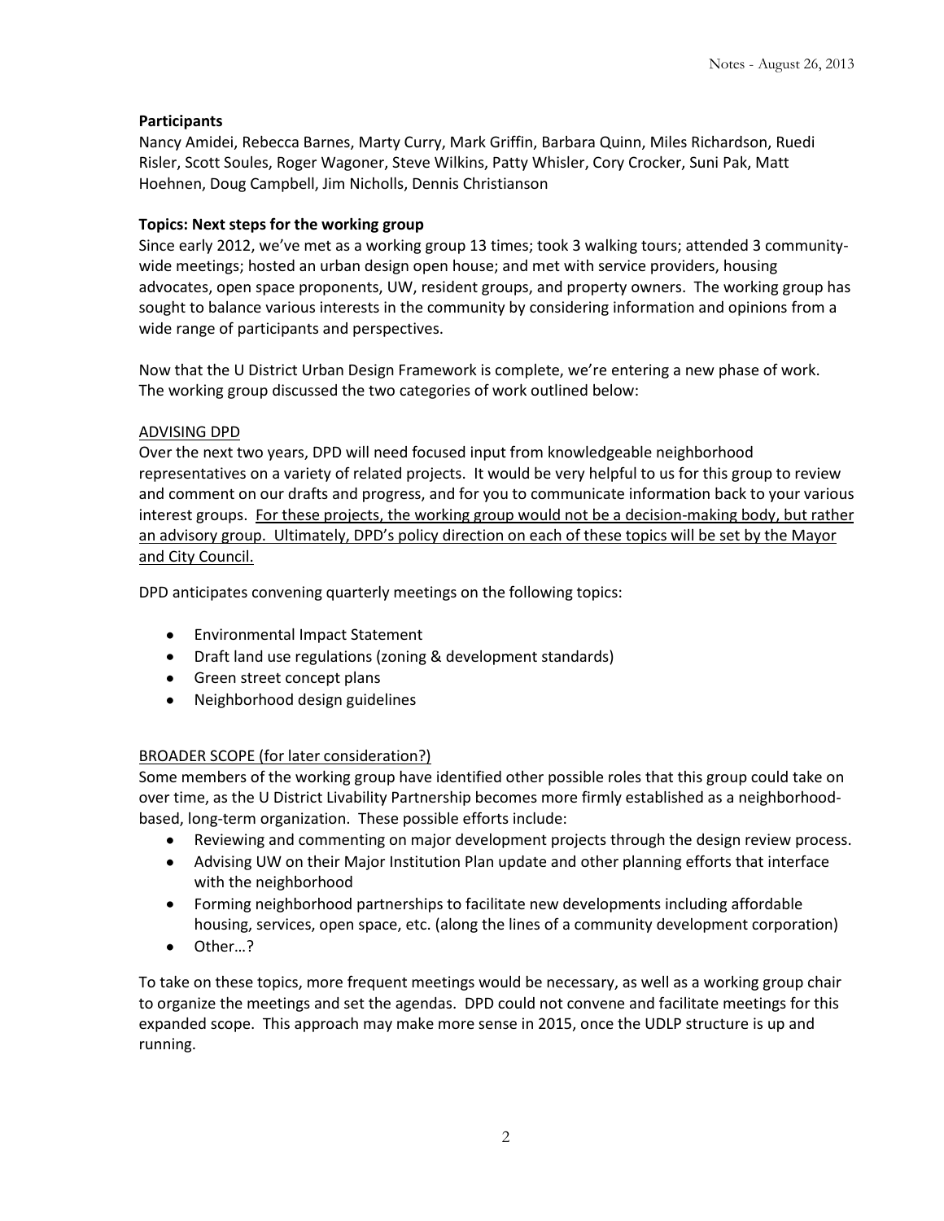**Participants**
Nancy Amidei, Rebecca Barnes, Marty Curry, Mark Griffin, Barbara Quinn, Miles Richardson, Ruedi Risler, Scott Soules, Roger Wagoner, Steve Wilkins, Patty Whisler, Cory Crocker, Suni Pak, Matt Hoehnen, Doug Campbell, Jim Nicholls, Dennis Christianson

**Topics: Next steps for the working group**

Since early 2012, we've met as a working group 13 times; took 3 walking tours; attended 3 community-wide meetings; hosted an urban design open house; and met with service providers, housing advocates, open space proponents, UW, resident groups, and property owners. The working group has sought to balance various interests in the community by considering information and opinions from a wide range of participants and perspectives.

Now that the U District Urban Design Framework is complete, we're entering a new phase of work. The working group discussed the two categories of work outlined below:

<u>ADVISING DPD</u>

Over the next two years, DPD will need focused input from knowledgeable neighborhood representatives on a variety of related projects. It would be very helpful to us for this group to review and comment on our drafts and progress, and for you to communicate information back to your various interest groups. <u>For these projects, the working group would not be a decision-making body, but rather an advisory group. Ultimately, DPD's policy direction on each of these topics will be set by the Mayor and City Council.</u>

DPD anticipates convening quarterly meetings on the following topics:

- Environmental Impact Statement
- Draft land use regulations (zoning & development standards)
- Green street concept plans
- Neighborhood design guidelines

<u>BROADER SCOPE (for later consideration?)</u>

Some members of the working group have identified other possible roles that this group could take on over time, as the U District Livability Partnership becomes more firmly established as a neighborhood-based, long-term organization. These possible efforts include:

- Reviewing and commenting on major development projects through the design review process.
- Advising UW on their Major Institution Plan update and other planning efforts that interface with the neighborhood
- Forming neighborhood partnerships to facilitate new developments including affordable housing, services, open space, etc. (along the lines of a community development corporation)
- Other…?

To take on these topics, more frequent meetings would be necessary, as well as a working group chair to organize the meetings and set the agendas. DPD could not convene and facilitate meetings for this expanded scope. This approach may make more sense in 2015, once the UDLP structure is up and running.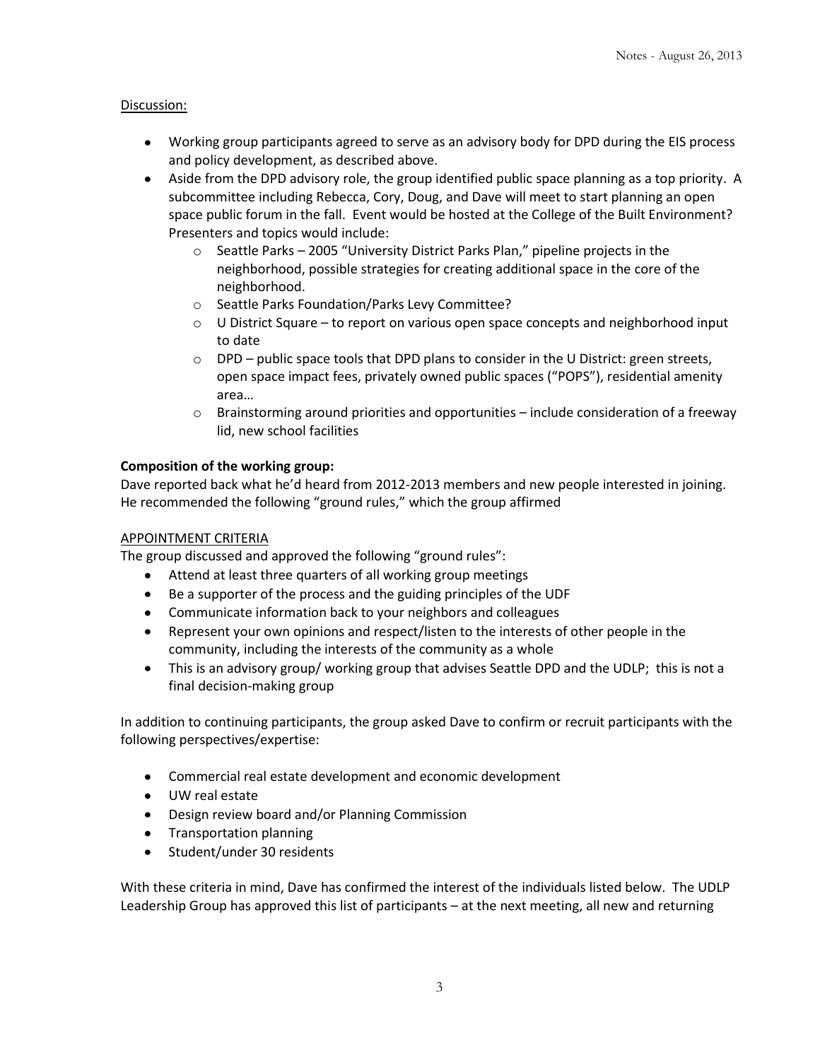Discussion:

- Working group participants agreed to serve as an advisory body for DPD during the EIS process and policy development, as described above.
- Aside from the DPD advisory role, the group identified public space planning as a top priority. A subcommittee including Rebecca, Cory, Doug, and Dave will meet to start planning an open space public forum in the fall. Event would be hosted at the College of the Built Environment? Presenters and topics would include:
  - Seattle Parks – 2005 "University District Parks Plan," pipeline projects in the neighborhood, possible strategies for creating additional space in the core of the neighborhood.
  - Seattle Parks Foundation/Parks Levy Committee?
  - U District Square – to report on various open space concepts and neighborhood input to date
  - DPD – public space tools that DPD plans to consider in the U District: green streets, open space impact fees, privately owned public spaces ("POPS"), residential amenity area…
  - Brainstorming around priorities and opportunities – include consideration of a freeway lid, new school facilities

**Composition of the working group:**
Dave reported back what he'd heard from 2012-2013 members and new people interested in joining. He recommended the following "ground rules," which the group affirmed

APPOINTMENT CRITERIA
The group discussed and approved the following "ground rules":

- Attend at least three quarters of all working group meetings
- Be a supporter of the process and the guiding principles of the UDF
- Communicate information back to your neighbors and colleagues
- Represent your own opinions and respect/listen to the interests of other people in the community, including the interests of the community as a whole
- This is an advisory group/ working group that advises Seattle DPD and the UDLP; this is not a final decision-making group

In addition to continuing participants, the group asked Dave to confirm or recruit participants with the following perspectives/expertise:

- Commercial real estate development and economic development
- UW real estate
- Design review board and/or Planning Commission
- Transportation planning
- Student/under 30 residents

With these criteria in mind, Dave has confirmed the interest of the individuals listed below. The UDLP Leadership Group has approved this list of participants – at the next meeting, all new and returning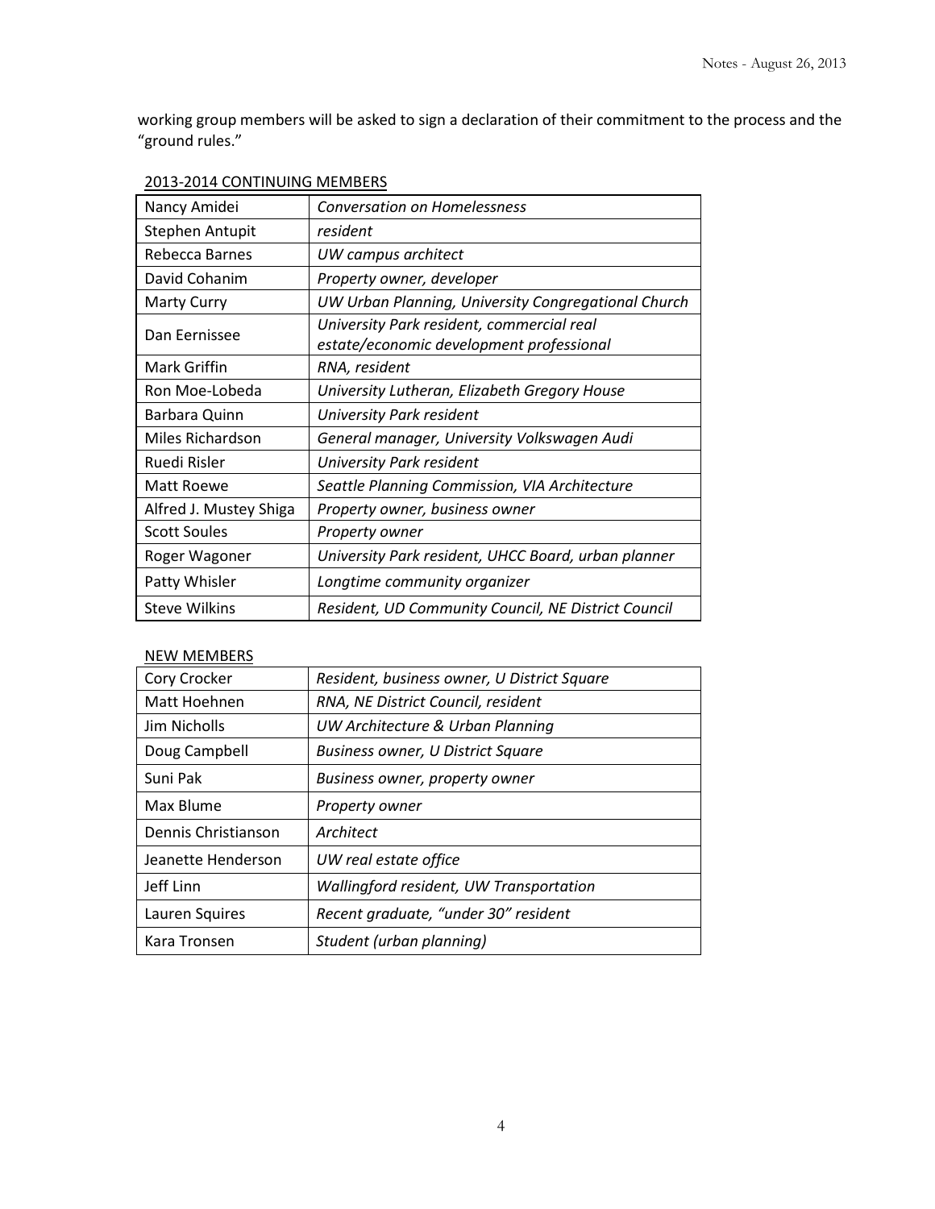working group members will be asked to sign a declaration of their commitment to the process and the "ground rules."

2013-2014 CONTINUING MEMBERS

| Name | Affiliation |
| --- | --- |
| Nancy Amidei | *Conversation on Homelessness* |
| Stephen Antupit | *resident* |
| Rebecca Barnes | *UW campus architect* |
| David Cohanim | *Property owner, developer* |
| Marty Curry | *UW Urban Planning, University Congregational Church* |
| Dan Eernissee | *University Park resident, commercial real estate/economic development professional* |
| Mark Griffin | *RNA, resident* |
| Ron Moe-Lobeda | *University Lutheran, Elizabeth Gregory House* |
| Barbara Quinn | *University Park resident* |
| Miles Richardson | *General manager, University Volkswagen Audi* |
| Ruedi Risler | *University Park resident* |
| Matt Roewe | *Seattle Planning Commission, VIA Architecture* |
| Alfred J. Mustey Shiga | *Property owner, business owner* |
| Scott Soules | *Property owner* |
| Roger Wagoner | *University Park resident, UHCC Board, urban planner* |
| Patty Whisler | *Longtime community organizer* |
| Steve Wilkins | *Resident, UD Community Council, NE District Council* |

NEW MEMBERS

| Name | Affiliation |
| --- | --- |
| Cory Crocker | *Resident, business owner, U District Square* |
| Matt Hoehnen | *RNA, NE District Council, resident* |
| Jim Nicholls | *UW Architecture & Urban Planning* |
| Doug Campbell | *Business owner, U District Square* |
| Suni Pak | *Business owner, property owner* |
| Max Blume | *Property owner* |
| Dennis Christianson | *Architect* |
| Jeanette Henderson | *UW real estate office* |
| Jeff Linn | *Wallingford resident, UW Transportation* |
| Lauren Squires | *Recent graduate, "under 30" resident* |
| Kara Tronsen | *Student (urban planning)* |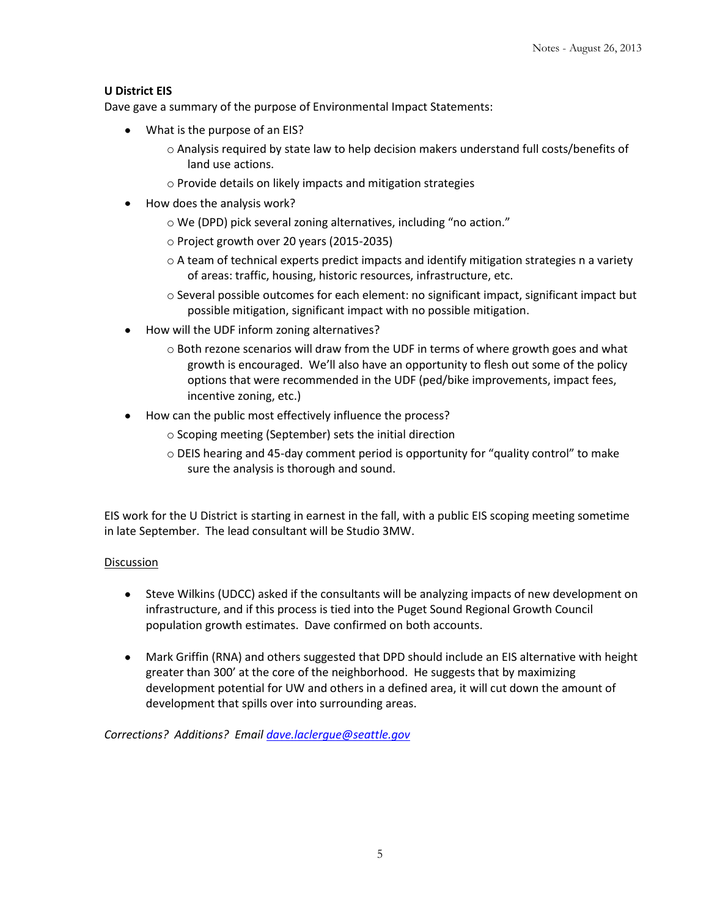**U District EIS**

Dave gave a summary of the purpose of Environmental Impact Statements:

- What is the purpose of an EIS?
  - Analysis required by state law to help decision makers understand full costs/benefits of land use actions.
  - Provide details on likely impacts and mitigation strategies
- How does the analysis work?
  - We (DPD) pick several zoning alternatives, including "no action."
  - Project growth over 20 years (2015-2035)
  - A team of technical experts predict impacts and identify mitigation strategies n a variety of areas: traffic, housing, historic resources, infrastructure, etc.
  - Several possible outcomes for each element: no significant impact, significant impact but possible mitigation, significant impact with no possible mitigation.
- How will the UDF inform zoning alternatives?
  - Both rezone scenarios will draw from the UDF in terms of where growth goes and what growth is encouraged. We'll also have an opportunity to flesh out some of the policy options that were recommended in the UDF (ped/bike improvements, impact fees, incentive zoning, etc.)
- How can the public most effectively influence the process?
  - Scoping meeting (September) sets the initial direction
  - DEIS hearing and 45-day comment period is opportunity for "quality control" to make sure the analysis is thorough and sound.

EIS work for the U District is starting in earnest in the fall, with a public EIS scoping meeting sometime in late September. The lead consultant will be Studio 3MW.

<u>Discussion</u>

- Steve Wilkins (UDCC) asked if the consultants will be analyzing impacts of new development on infrastructure, and if this process is tied into the Puget Sound Regional Growth Council population growth estimates. Dave confirmed on both accounts.

- Mark Griffin (RNA) and others suggested that DPD should include an EIS alternative with height greater than 300' at the core of the neighborhood. He suggests that by maximizing development potential for UW and others in a defined area, it will cut down the amount of development that spills over into surrounding areas.

*Corrections? Additions? Email [dave.laclergue@seattle.gov](mailto:dave.laclergue@seattle.gov)*